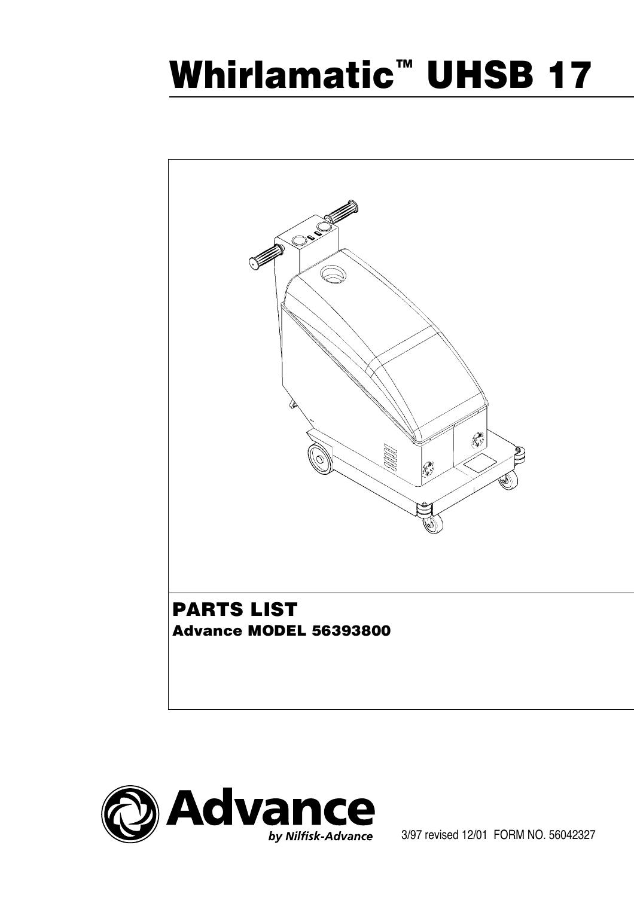# Whirlamatic™ UHSB 17

## PARTS LIST

### Advance MODEL 56393800

Advance
by Nilfisk-Advance

3/97 revised 12/01 FORM NO. 56042327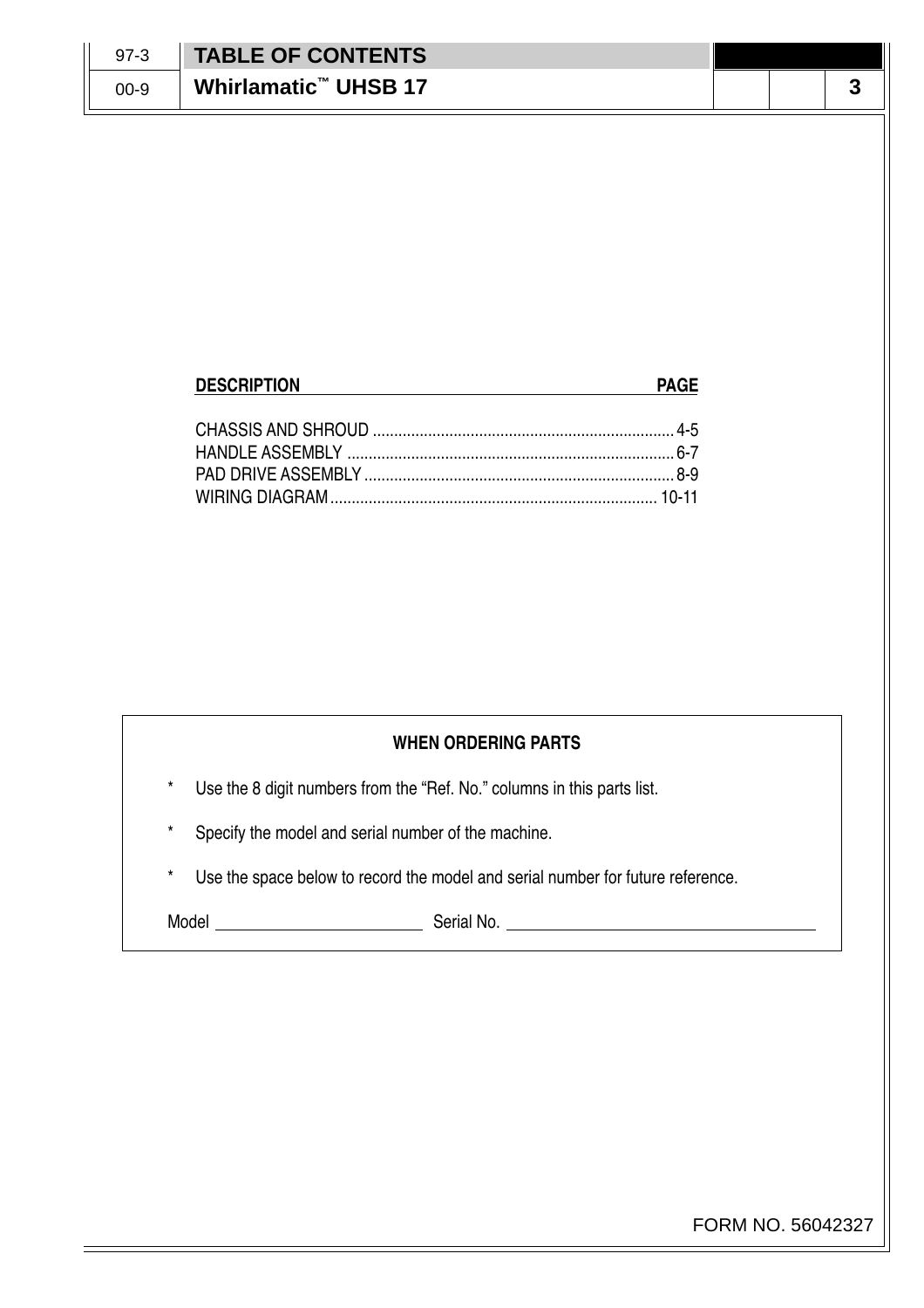# TABLE OF CONTENTS

## Whirlamatic™ UHSB 17

| DESCRIPTION | PAGE |
|---|---|
| CHASSIS AND SHROUD | 4-5 |
| HANDLE ASSEMBLY | 6-7 |
| PAD DRIVE ASSEMBLY | 8-9 |
| WIRING DIAGRAM | 10-11 |

**WHEN ORDERING PARTS**

* Use the 8 digit numbers from the "Ref. No." columns in this parts list.
* Specify the model and serial number of the machine.
* Use the space below to record the model and serial number for future reference.

Model ________________________ Serial No. ____________________________________

FORM NO. 56042327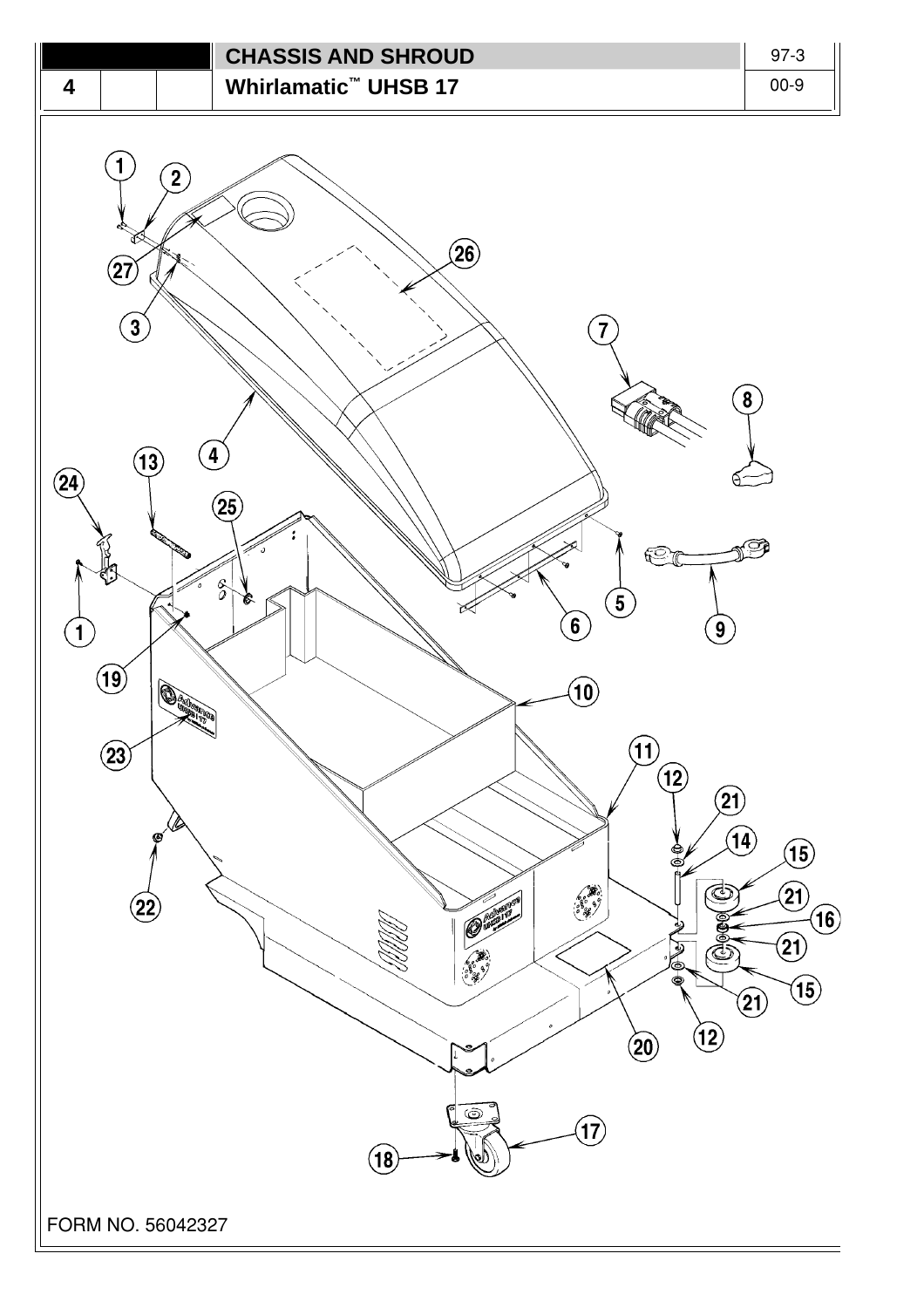# CHASSIS AND SHROUD

## Whirlamatic™ UHSB 17

FORM NO. 56042327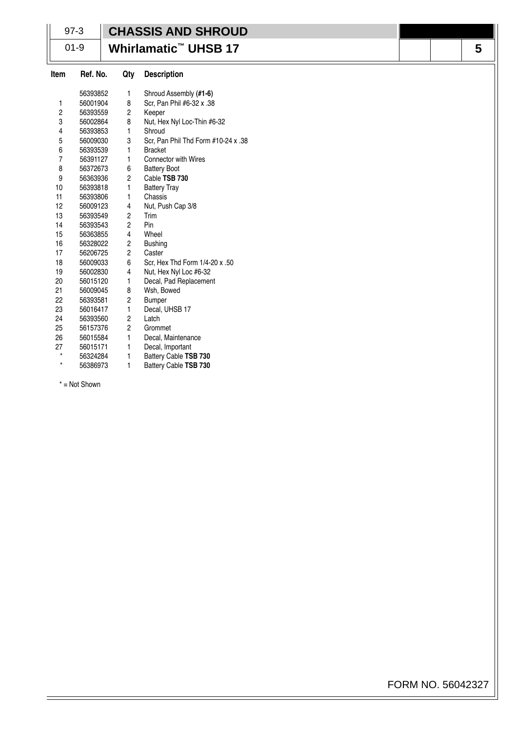| 97-3 | **CHASSIS AND SHROUD** |
|---|---|
| 01-9 | **Whirlamatic™ UHSB 17** |

| Item | Ref. No. | Qty | Description |
|---|---|---|---|
| | 56393852 | 1 | Shroud Assembly **(#1-6)** |
| 1 | 56001904 | 8 | Scr, Pan Phil #6-32 x .38 |
| 2 | 56393559 | 2 | Keeper |
| 3 | 56002864 | 8 | Nut, Hex Nyl Loc-Thin #6-32 |
| 4 | 56393853 | 1 | Shroud |
| 5 | 56009030 | 3 | Scr, Pan Phil Thd Form #10-24 x .38 |
| 6 | 56393539 | 1 | Bracket |
| 7 | 56391127 | 1 | Connector with Wires |
| 8 | 56372673 | 6 | Battery Boot |
| 9 | 56363936 | 2 | Cable **TSB 730** |
| 10 | 56393818 | 1 | Battery Tray |
| 11 | 56393806 | 1 | Chassis |
| 12 | 56009123 | 4 | Nut, Push Cap 3/8 |
| 13 | 56393549 | 2 | Trim |
| 14 | 56393543 | 2 | Pin |
| 15 | 56363855 | 4 | Wheel |
| 16 | 56328022 | 2 | Bushing |
| 17 | 56206725 | 2 | Caster |
| 18 | 56009033 | 6 | Scr, Hex Thd Form 1/4-20 x .50 |
| 19 | 56002830 | 4 | Nut, Hex Nyl Loc #6-32 |
| 20 | 56015120 | 1 | Decal, Pad Replacement |
| 21 | 56009045 | 8 | Wsh, Bowed |
| 22 | 56393581 | 2 | Bumper |
| 23 | 56016417 | 1 | Decal, UHSB 17 |
| 24 | 56393560 | 2 | Latch |
| 25 | 56157376 | 2 | Grommet |
| 26 | 56015584 | 1 | Decal, Maintenance |
| 27 | 56015171 | 1 | Decal, Important |
| * | 56324284 | 1 | Battery Cable **TSB 730** |
| * | 56386973 | 1 | Battery Cable **TSB 730** |

* = Not Shown

FORM NO. 56042327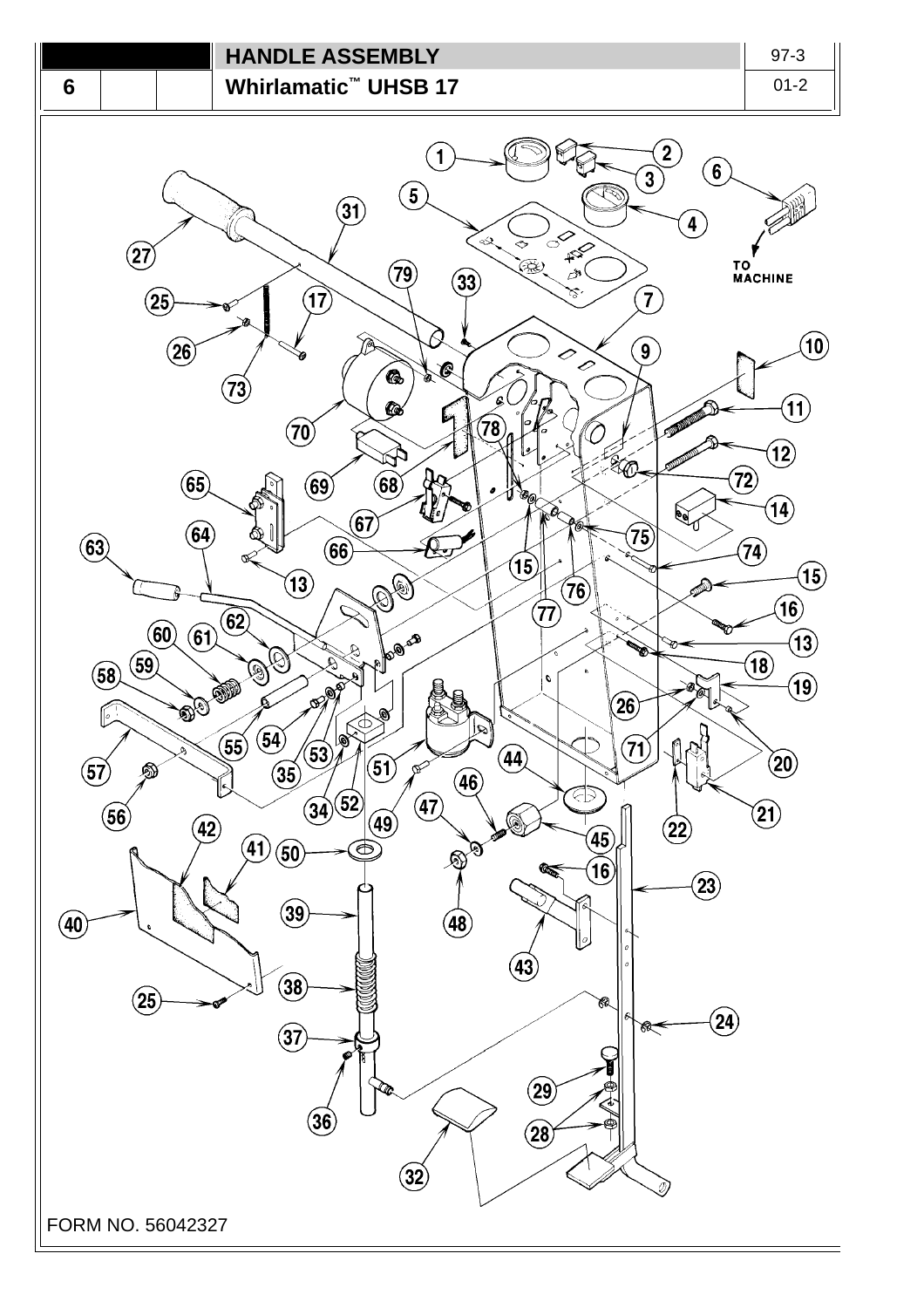# HANDLE ASSEMBLY

## Whirlamatic™ UHSB 17

| 6 | | | | 97-3 |
|---|---|---|---|---|
| | | | | 01-2 |

TO MACHINE

1 2 3 4 5 6 7 9 10 11 12 13 14 15 16 17 18 19 20 21 22 23 24 25 26 27 28 29 31 32 33 34 35 36 37 38 39 40 41 42 43 44 45 46 47 48 49 50 51 52 53 54 55 56 57 58 59 60 61 62 63 64 65 66 67 68 69 70 71 72 73 74 75 76 77 78 79

FORM NO. 56042327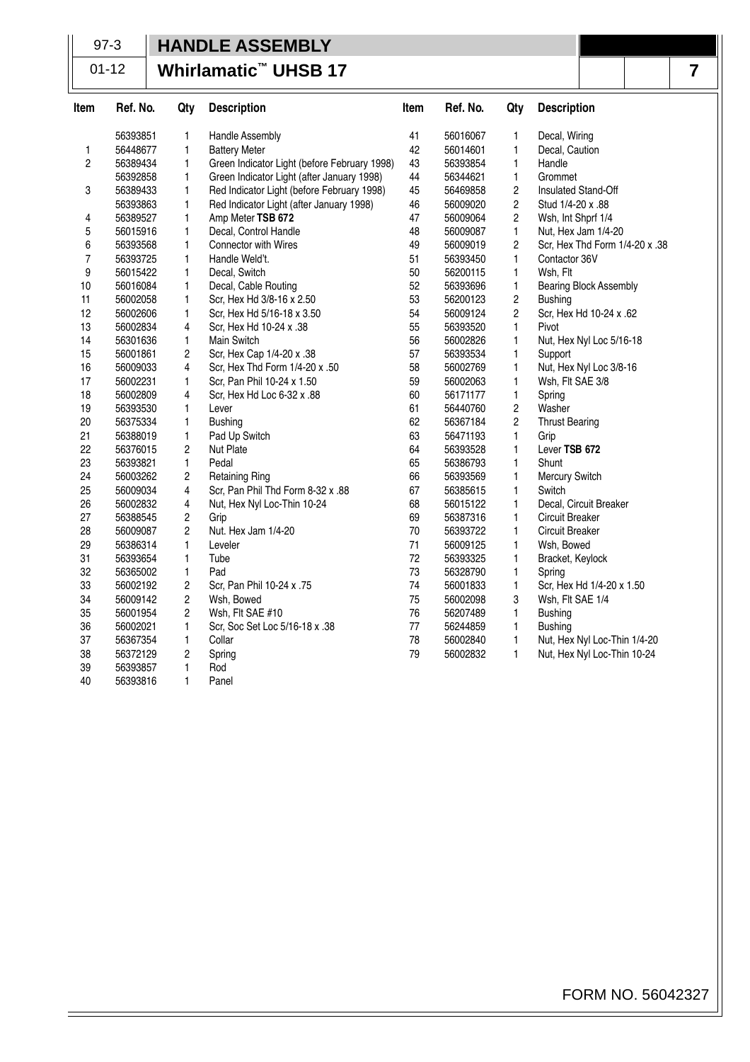# HANDLE ASSEMBLY

## Whirlamatic™ UHSB 17

97-3
01-12

| Item | Ref. No. | Qty | Description |
|---|---|---|---|
| | 56393851 | 1 | Handle Assembly |
| 1 | 56448677 | 1 | Battery Meter |
| 2 | 56389434 | 1 | Green Indicator Light (before February 1998) |
| | 56392858 | 1 | Green Indicator Light (after January 1998) |
| 3 | 56389433 | 1 | Red Indicator Light (before February 1998) |
| | 56393863 | 1 | Red Indicator Light (after January 1998) |
| 4 | 56389527 | 1 | Amp Meter **TSB 672** |
| 5 | 56015916 | 1 | Decal, Control Handle |
| 6 | 56393568 | 1 | Connector with Wires |
| 7 | 56393725 | 1 | Handle Weld't. |
| 9 | 56015422 | 1 | Decal, Switch |
| 10 | 56016084 | 1 | Decal, Cable Routing |
| 11 | 56002058 | 1 | Scr, Hex Hd 3/8-16 x 2.50 |
| 12 | 56002606 | 1 | Scr, Hex Hd 5/16-18 x 3.50 |
| 13 | 56002834 | 4 | Scr, Hex Hd 10-24 x .38 |
| 14 | 56301636 | 1 | Main Switch |
| 15 | 56001861 | 2 | Scr, Hex Cap 1/4-20 x .38 |
| 16 | 56009033 | 4 | Scr, Hex Thd Form 1/4-20 x .50 |
| 17 | 56002231 | 1 | Scr, Pan Phil 10-24 x 1.50 |
| 18 | 56002809 | 4 | Scr, Hex Hd Loc 6-32 x .88 |
| 19 | 56393530 | 1 | Lever |
| 20 | 56375334 | 1 | Bushing |
| 21 | 56388019 | 1 | Pad Up Switch |
| 22 | 56376015 | 2 | Nut Plate |
| 23 | 56393821 | 1 | Pedal |
| 24 | 56003262 | 2 | Retaining Ring |
| 25 | 56009034 | 4 | Scr, Pan Phil Thd Form 8-32 x .88 |
| 26 | 56002832 | 4 | Nut, Hex Nyl Loc-Thin 10-24 |
| 27 | 56388545 | 2 | Grip |
| 28 | 56009087 | 2 | Nut. Hex Jam 1/4-20 |
| 29 | 56386314 | 1 | Leveler |
| 31 | 56393654 | 1 | Tube |
| 32 | 56365002 | 1 | Pad |
| 33 | 56002192 | 2 | Scr, Pan Phil 10-24 x .75 |
| 34 | 56009142 | 2 | Wsh, Bowed |
| 35 | 56001954 | 2 | Wsh, Flt SAE #10 |
| 36 | 56002021 | 1 | Scr, Soc Set Loc 5/16-18 x .38 |
| 37 | 56367354 | 1 | Collar |
| 38 | 56372129 | 2 | Spring |
| 39 | 56393857 | 1 | Rod |
| 40 | 56393816 | 1 | Panel |
| 41 | 56016067 | 1 | Decal, Wiring |
| 42 | 56014601 | 1 | Decal, Caution |
| 43 | 56393854 | 1 | Handle |
| 44 | 56344621 | 1 | Grommet |
| 45 | 56469858 | 2 | Insulated Stand-Off |
| 46 | 56009020 | 2 | Stud 1/4-20 x .88 |
| 47 | 56009064 | 2 | Wsh, Int Shprf 1/4 |
| 48 | 56009087 | 1 | Nut, Hex Jam 1/4-20 |
| 49 | 56009019 | 2 | Scr, Hex Thd Form 1/4-20 x .38 |
| 51 | 56393450 | 1 | Contactor 36V |
| 50 | 56200115 | 1 | Wsh, Flt |
| 52 | 56393696 | 1 | Bearing Block Assembly |
| 53 | 56200123 | 2 | Bushing |
| 54 | 56009124 | 2 | Scr, Hex Hd 10-24 x .62 |
| 55 | 56393520 | 1 | Pivot |
| 56 | 56002826 | 1 | Nut, Hex Nyl Loc 5/16-18 |
| 57 | 56393534 | 1 | Support |
| 58 | 56002769 | 1 | Nut, Hex Nyl Loc 3/8-16 |
| 59 | 56002063 | 1 | Wsh, Flt SAE 3/8 |
| 60 | 56171177 | 1 | Spring |
| 61 | 56440760 | 2 | Washer |
| 62 | 56367184 | 2 | Thrust Bearing |
| 63 | 56471193 | 1 | Grip |
| 64 | 56393528 | 1 | Lever **TSB 672** |
| 65 | 56386793 | 1 | Shunt |
| 66 | 56393569 | 1 | Mercury Switch |
| 67 | 56385615 | 1 | Switch |
| 68 | 56015122 | 1 | Decal, Circuit Breaker |
| 69 | 56387316 | 1 | Circuit Breaker |
| 70 | 56393722 | 1 | Circuit Breaker |
| 71 | 56009125 | 1 | Wsh, Bowed |
| 72 | 56393325 | 1 | Bracket, Keylock |
| 73 | 56328790 | 1 | Spring |
| 74 | 56001833 | 1 | Scr, Hex Hd 1/4-20 x 1.50 |
| 75 | 56002098 | 3 | Wsh, Flt SAE 1/4 |
| 76 | 56207489 | 1 | Bushing |
| 77 | 56244859 | 1 | Bushing |
| 78 | 56002840 | 1 | Nut, Hex Nyl Loc-Thin 1/4-20 |
| 79 | 56002832 | 1 | Nut, Hex Nyl Loc-Thin 10-24 |

FORM NO. 56042327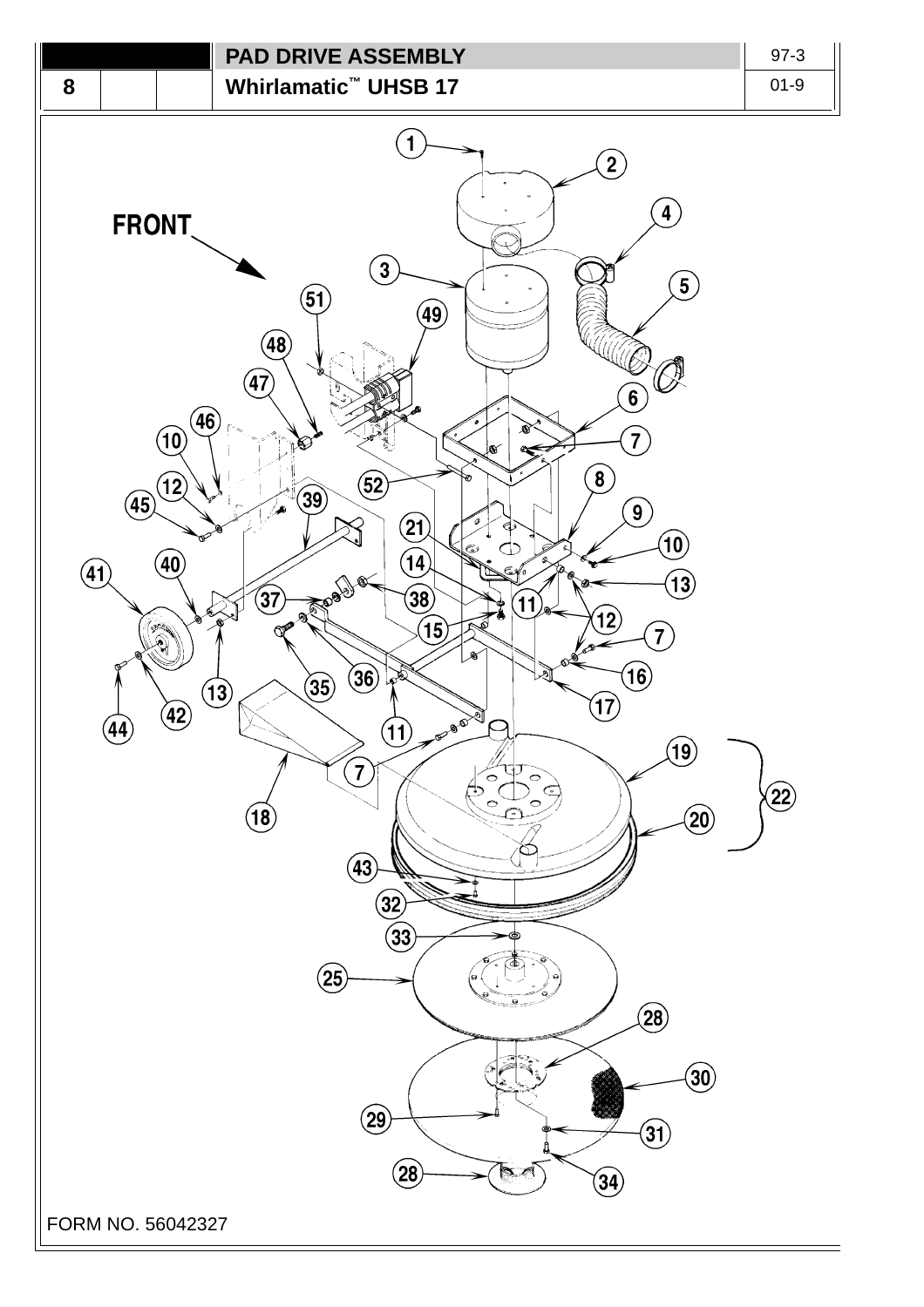## PAD DRIVE ASSEMBLY

## Whirlamatic™ UHSB 17

FORM NO. 56042327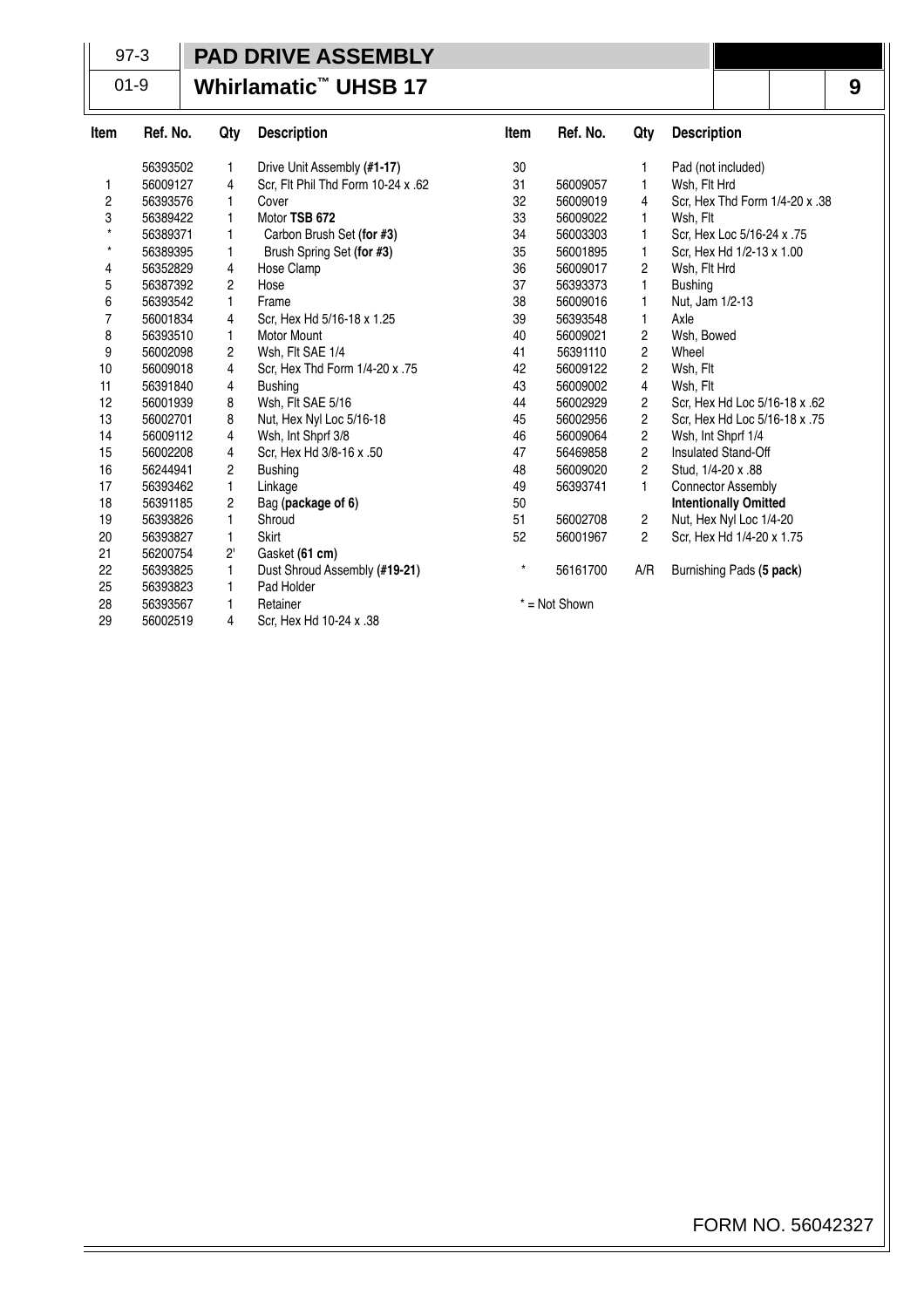97-3

01-9

# PAD DRIVE ASSEMBLY

## Whirlamatic™ UHSB 17

9

| Item | Ref. No. | Qty | Description |
|---|---|---|---|
| | 56393502 | 1 | Drive Unit Assembly **(#1-17)** |
| 1 | 56009127 | 4 | Scr, Flt Phil Thd Form 10-24 x .62 |
| 2 | 56393576 | 1 | Cover |
| 3 | 56389422 | 1 | Motor **TSB 672** |
| * | 56389371 | 1 | Carbon Brush Set **(for #3)** |
| * | 56389395 | 1 | Brush Spring Set **(for #3)** |
| 4 | 56352829 | 4 | Hose Clamp |
| 5 | 56387392 | 2 | Hose |
| 6 | 56393542 | 1 | Frame |
| 7 | 56001834 | 4 | Scr, Hex Hd 5/16-18 x 1.25 |
| 8 | 56393510 | 1 | Motor Mount |
| 9 | 56002098 | 2 | Wsh, Flt SAE 1/4 |
| 10 | 56009018 | 4 | Scr, Hex Thd Form 1/4-20 x .75 |
| 11 | 56391840 | 4 | Bushing |
| 12 | 56001939 | 8 | Wsh, Flt SAE 5/16 |
| 13 | 56002701 | 8 | Nut, Hex Nyl Loc 5/16-18 |
| 14 | 56009112 | 4 | Wsh, Int Shprf 3/8 |
| 15 | 56002208 | 4 | Scr, Hex Hd 3/8-16 x .50 |
| 16 | 56244941 | 2 | Bushing |
| 17 | 56393462 | 1 | Linkage |
| 18 | 56391185 | 2 | Bag **(package of 6)** |
| 19 | 56393826 | 1 | Shroud |
| 20 | 56393827 | 1 | Skirt |
| 21 | 56200754 | 2' | Gasket **(61 cm)** |
| 22 | 56393825 | 1 | Dust Shroud Assembly **(#19-21)** |
| 25 | 56393823 | 1 | Pad Holder |
| 28 | 56393567 | 1 | Retainer |
| 29 | 56002519 | 4 | Scr, Hex Hd 10-24 x .38 |
| 30 | | 1 | Pad (not included) |
| 31 | 56009057 | 1 | Wsh, Flt Hrd |
| 32 | 56009019 | 4 | Scr, Hex Thd Form 1/4-20 x .38 |
| 33 | 56009022 | 1 | Wsh, Flt |
| 34 | 56003303 | 1 | Scr, Hex Loc 5/16-24 x .75 |
| 35 | 56001895 | 1 | Scr, Hex Hd 1/2-13 x 1.00 |
| 36 | 56009017 | 2 | Wsh, Flt Hrd |
| 37 | 56393373 | 1 | Bushing |
| 38 | 56009016 | 1 | Nut, Jam 1/2-13 |
| 39 | 56393548 | 1 | Axle |
| 40 | 56009021 | 2 | Wsh, Bowed |
| 41 | 56391110 | 2 | Wheel |
| 42 | 56009122 | 2 | Wsh, Flt |
| 43 | 56009002 | 4 | Wsh, Flt |
| 44 | 56002929 | 2 | Scr, Hex Hd Loc 5/16-18 x .62 |
| 45 | 56002956 | 2 | Scr, Hex Hd Loc 5/16-18 x .75 |
| 46 | 56009064 | 2 | Wsh, Int Shprf 1/4 |
| 47 | 56469858 | 2 | Insulated Stand-Off |
| 48 | 56009020 | 2 | Stud, 1/4-20 x .88 |
| 49 | 56393741 | 1 | Connector Assembly |
| 50 | | | **Intentionally Omitted** |
| 51 | 56002708 | 2 | Nut, Hex Nyl Loc 1/4-20 |
| 52 | 56001967 | 2 | Scr, Hex Hd 1/4-20 x 1.75 |
| * | 56161700 | A/R | Burnishing Pads **(5 pack)** |

* = Not Shown

FORM NO. 56042327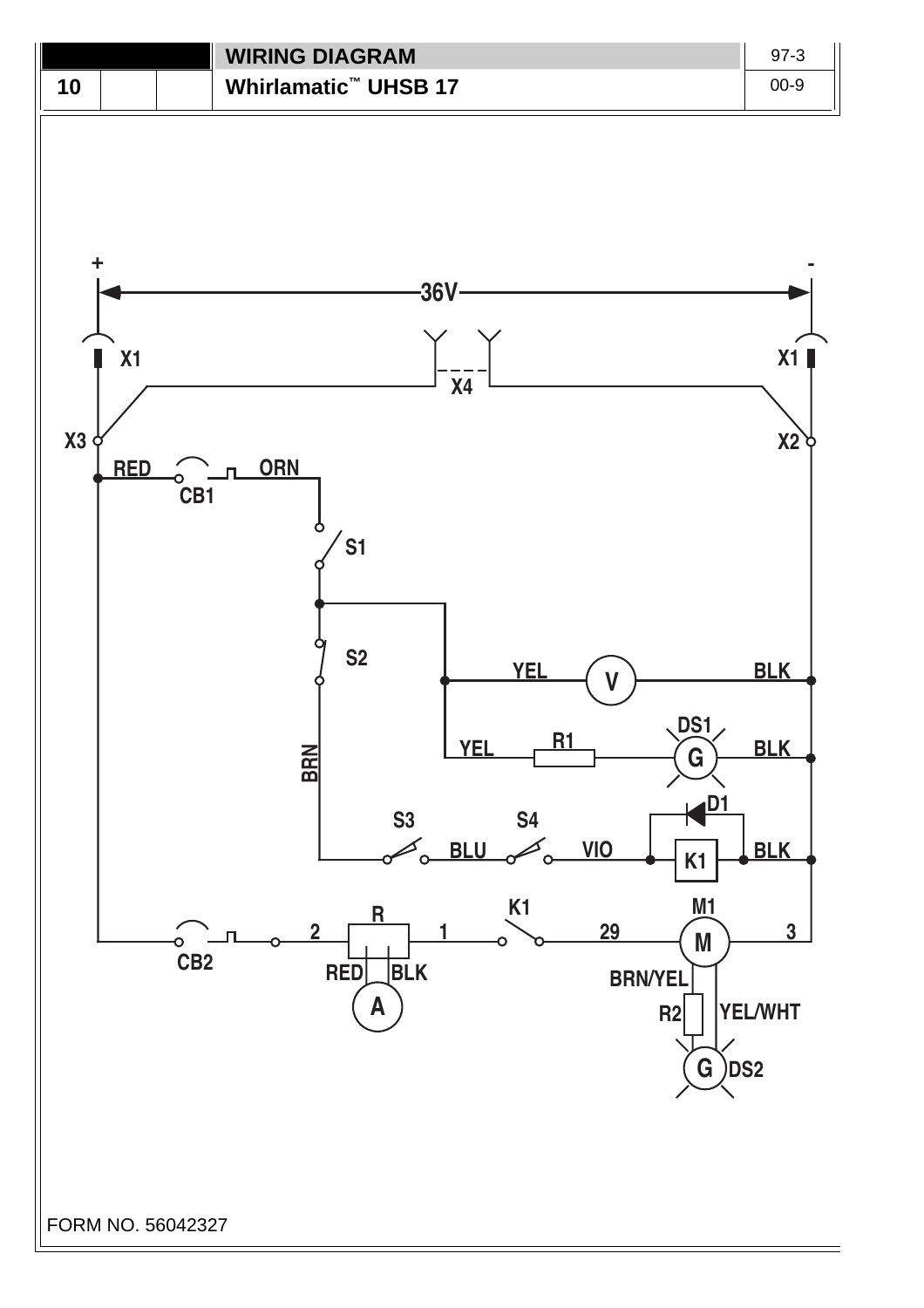# WIRING DIAGRAM

## Whirlamatic™ UHSB 17

+ 36V -

X1 X4 X1

X3 X2

RED CB1 ORN

S1

S2

YEL V BLK

BRN

YEL R1 DS1 G BLK

D1

S3 BLU S4 VIO K1 BLK

R K1 M1

CB2 2 1 29 M 3

RED BLK

A

BRN/YEL

R2 YEL/WHT

G DS2

FORM NO. 56042327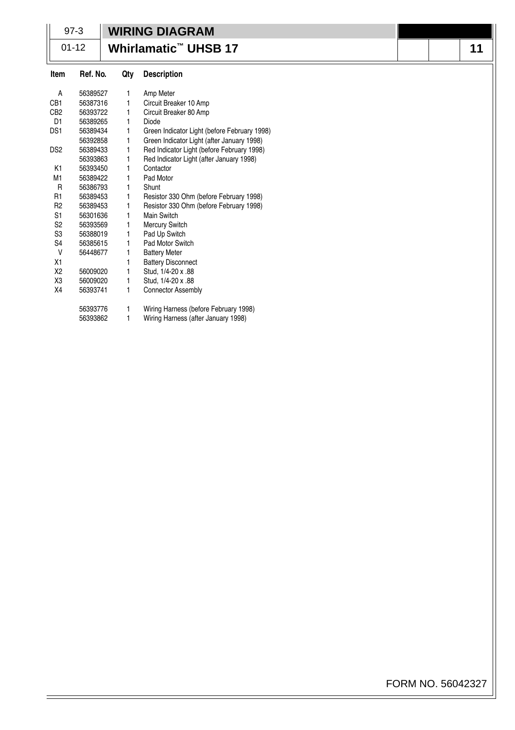# WIRING DIAGRAM

## Whirlamatic™ UHSB 17

| Item | Ref. No. | Qty | Description |
|---|---|---|---|
| A | 56389527 | 1 | Amp Meter |
| CB1 | 56387316 | 1 | Circuit Breaker 10 Amp |
| CB2 | 56393722 | 1 | Circuit Breaker 80 Amp |
| D1 | 56389265 | 1 | Diode |
| DS1 | 56389434 | 1 | Green Indicator Light (before February 1998) |
| | 56392858 | 1 | Green Indicator Light (after January 1998) |
| DS2 | 56389433 | 1 | Red Indicator Light (before February 1998) |
| | 56393863 | 1 | Red Indicator Light (after January 1998) |
| K1 | 56393450 | 1 | Contactor |
| M1 | 56389422 | 1 | Pad Motor |
| R | 56386793 | 1 | Shunt |
| R1 | 56389453 | 1 | Resistor 330 Ohm (before February 1998) |
| R2 | 56389453 | 1 | Resistor 330 Ohm (before February 1998) |
| S1 | 56301636 | 1 | Main Switch |
| S2 | 56393569 | 1 | Mercury Switch |
| S3 | 56388019 | 1 | Pad Up Switch |
| S4 | 56385615 | 1 | Pad Motor Switch |
| V | 56448677 | 1 | Battery Meter |
| X1 | | 1 | Battery Disconnect |
| X2 | 56009020 | 1 | Stud, 1/4-20 x .88 |
| X3 | 56009020 | 1 | Stud, 1/4-20 x .88 |
| X4 | 56393741 | 1 | Connector Assembly |
| | 56393776 | 1 | Wiring Harness (before February 1998) |
| | 56393862 | 1 | Wiring Harness (after January 1998) |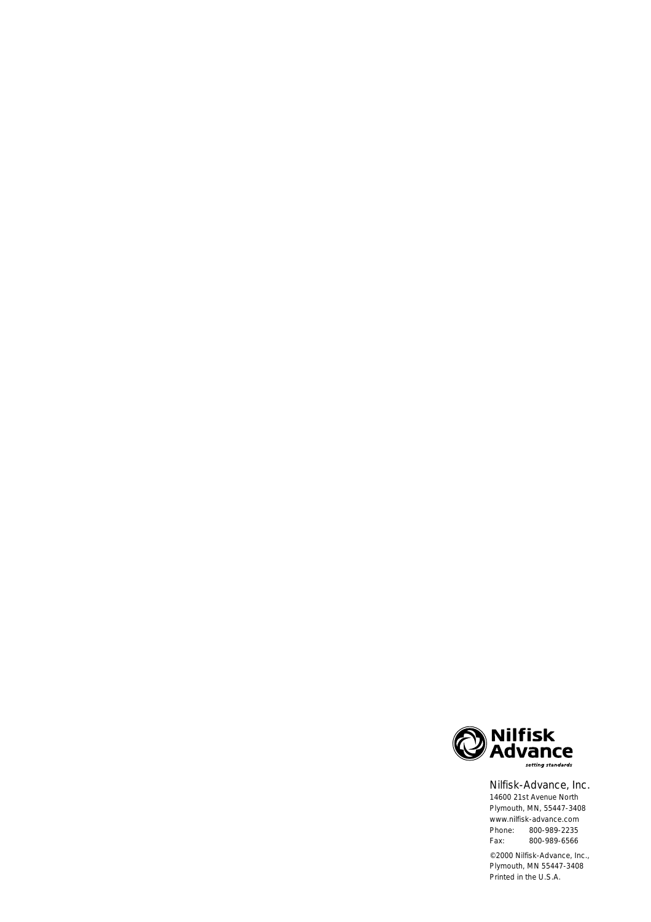Nilfisk Advance

*setting standards*

Nilfisk-Advance, Inc.
14600 21st Avenue North
Plymouth, MN, 55447-3408
www.nilfisk-advance.com
Phone: 800-989-2235
Fax: 800-989-6566

©2000 Nilfisk-Advance, Inc.,
Plymouth, MN 55447-3408
Printed in the U.S.A.